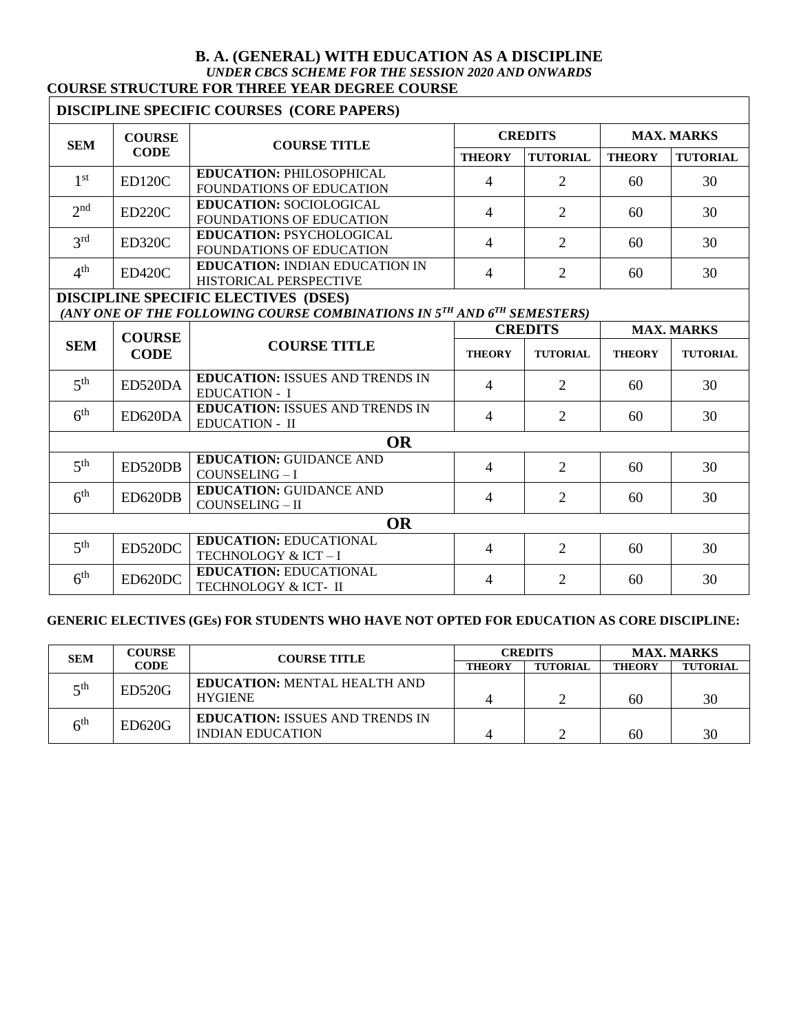# B. A. (GENERAL) WITH EDUCATION AS A DISCIPLINE

*UNDER CBCS SCHEME FOR THE SESSION 2020 AND ONWARDS*

**COURSE STRUCTURE FOR THREE YEAR DEGREE COURSE**

**DISCIPLINE SPECIFIC COURSES (CORE PAPERS)**

| SEM | COURSE CODE | COURSE TITLE | CREDITS | | MAX. MARKS | |
|---|---|---|---|---|---|---|
| | | | THEORY | TUTORIAL | THEORY | TUTORIAL |
| 1st | ED120C | **EDUCATION:** PHILOSOPHICAL FOUNDATIONS OF EDUCATION | 4 | 2 | 60 | 30 |
| 2nd | ED220C | **EDUCATION:** SOCIOLOGICAL FOUNDATIONS OF EDUCATION | 4 | 2 | 60 | 30 |
| 3rd | ED320C | **EDUCATION:** PSYCHOLOGICAL FOUNDATIONS OF EDUCATION | 4 | 2 | 60 | 30 |
| 4th | ED420C | **EDUCATION:** INDIAN EDUCATION IN HISTORICAL PERSPECTIVE | 4 | 2 | 60 | 30 |

**DISCIPLINE SPECIFIC ELECTIVES (DSES)**

*(ANY ONE OF THE FOLLOWING COURSE COMBINATIONS IN 5TH AND 6TH SEMESTERS)*

| SEM | COURSE CODE | COURSE TITLE | CREDITS | | MAX. MARKS | |
|---|---|---|---|---|---|---|
| | | | THEORY | TUTORIAL | THEORY | TUTORIAL |
| 5th | ED520DA | **EDUCATION:** ISSUES AND TRENDS IN EDUCATION - I | 4 | 2 | 60 | 30 |
| 6th | ED620DA | **EDUCATION:** ISSUES AND TRENDS IN EDUCATION - II | 4 | 2 | 60 | 30 |
| **OR** | | | | | | |
| 5th | ED520DB | **EDUCATION:** GUIDANCE AND COUNSELING – I | 4 | 2 | 60 | 30 |
| 6th | ED620DB | **EDUCATION:** GUIDANCE AND COUNSELING – II | 4 | 2 | 60 | 30 |
| **OR** | | | | | | |
| 5th | ED520DC | **EDUCATION:** EDUCATIONAL TECHNOLOGY & ICT – I | 4 | 2 | 60 | 30 |
| 6th | ED620DC | **EDUCATION:** EDUCATIONAL TECHNOLOGY & ICT- II | 4 | 2 | 60 | 30 |

**GENERIC ELECTIVES (GEs) FOR STUDENTS WHO HAVE NOT OPTED FOR EDUCATION AS CORE DISCIPLINE:**

| SEM | COURSE CODE | COURSE TITLE | CREDITS | | MAX. MARKS | |
|---|---|---|---|---|---|---|
| | | | THEORY | TUTORIAL | THEORY | TUTORIAL |
| 5th | ED520G | **EDUCATION:** MENTAL HEALTH AND HYGIENE | 4 | 2 | 60 | 30 |
| 6th | ED620G | **EDUCATION:** ISSUES AND TRENDS IN INDIAN EDUCATION | 4 | 2 | 60 | 30 |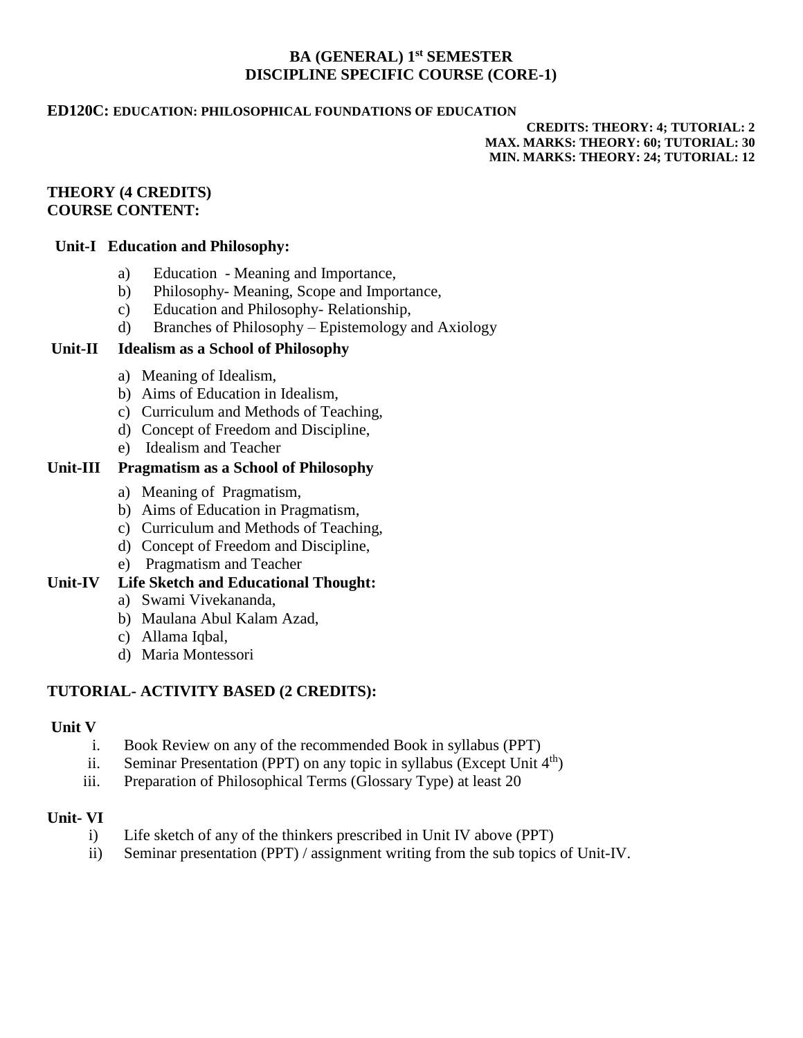# BA (GENERAL) 1st SEMESTER
# DISCIPLINE SPECIFIC COURSE (CORE-1)

**ED120C: EDUCATION: PHILOSOPHICAL FOUNDATIONS OF EDUCATION**

**CREDITS: THEORY: 4; TUTORIAL: 2**
**MAX. MARKS: THEORY: 60; TUTORIAL: 30**
**MIN. MARKS: THEORY: 24; TUTORIAL: 12**

## THEORY (4 CREDITS)
## COURSE CONTENT:

### Unit-I Education and Philosophy:

a) Education - Meaning and Importance,
b) Philosophy- Meaning, Scope and Importance,
c) Education and Philosophy- Relationship,
d) Branches of Philosophy – Epistemology and Axiology

### Unit-II Idealism as a School of Philosophy

a) Meaning of Idealism,
b) Aims of Education in Idealism,
c) Curriculum and Methods of Teaching,
d) Concept of Freedom and Discipline,
e) Idealism and Teacher

### Unit-III Pragmatism as a School of Philosophy

a) Meaning of Pragmatism,
b) Aims of Education in Pragmatism,
c) Curriculum and Methods of Teaching,
d) Concept of Freedom and Discipline,
e) Pragmatism and Teacher

### Unit-IV Life Sketch and Educational Thought:

a) Swami Vivekananda,
b) Maulana Abul Kalam Azad,
c) Allama Iqbal,
d) Maria Montessori

## TUTORIAL- ACTIVITY BASED (2 CREDITS):

### Unit V

i. Book Review on any of the recommended Book in syllabus (PPT)
ii. Seminar Presentation (PPT) on any topic in syllabus (Except Unit 4th)
iii. Preparation of Philosophical Terms (Glossary Type) at least 20

### Unit- VI

i) Life sketch of any of the thinkers prescribed in Unit IV above (PPT)
ii) Seminar presentation (PPT) / assignment writing from the sub topics of Unit-IV.